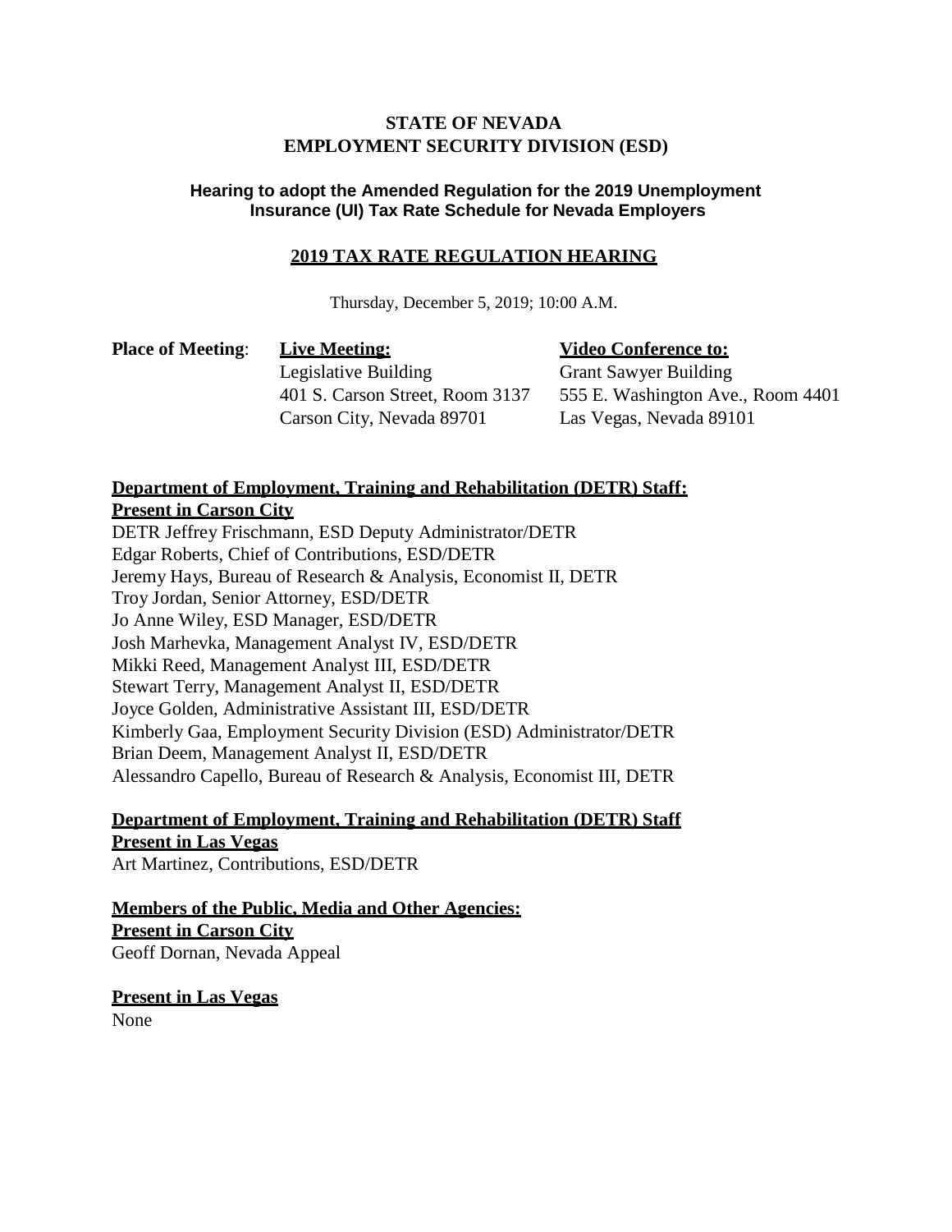**STATE OF NEVADA**
**EMPLOYMENT SECURITY DIVISION (ESD)**

**Hearing to adopt the Amended Regulation for the 2019 Unemployment Insurance (UI) Tax Rate Schedule for Nevada Employers**

**2019 TAX RATE REGULATION HEARING**

Thursday, December 5, 2019; 10:00 A.M.

| **Place of Meeting**: | **Live Meeting:** | **Video Conference to:** |
|---|---|---|
| | Legislative Building | Grant Sawyer Building |
| | 401 S. Carson Street, Room 3137 | 555 E. Washington Ave., Room 4401 |
| | Carson City, Nevada 89701 | Las Vegas, Nevada 89101 |

**Department of Employment, Training and Rehabilitation (DETR) Staff:**
**Present in Carson City**

DETR Jeffrey Frischmann, ESD Deputy Administrator/DETR
Edgar Roberts, Chief of Contributions, ESD/DETR
Jeremy Hays, Bureau of Research & Analysis, Economist II, DETR
Troy Jordan, Senior Attorney, ESD/DETR
Jo Anne Wiley, ESD Manager, ESD/DETR
Josh Marhevka, Management Analyst IV, ESD/DETR
Mikki Reed, Management Analyst III, ESD/DETR
Stewart Terry, Management Analyst II, ESD/DETR
Joyce Golden, Administrative Assistant III, ESD/DETR
Kimberly Gaa, Employment Security Division (ESD) Administrator/DETR
Brian Deem, Management Analyst II, ESD/DETR
Alessandro Capello, Bureau of Research & Analysis, Economist III, DETR

**Department of Employment, Training and Rehabilitation (DETR) Staff**
**Present in Las Vegas**

Art Martinez, Contributions, ESD/DETR

**Members of the Public, Media and Other Agencies:**
**Present in Carson City**

Geoff Dornan, Nevada Appeal

**Present in Las Vegas**

None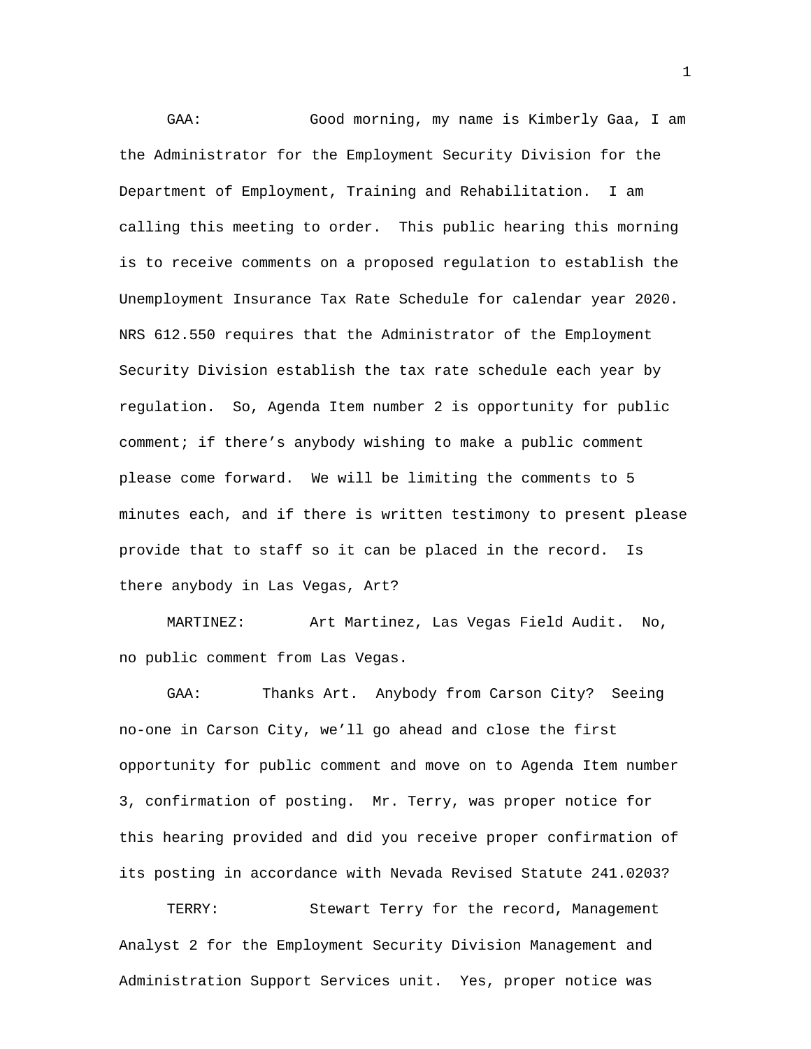GAA: Good morning, my name is Kimberly Gaa, I am the Administrator for the Employment Security Division for the Department of Employment, Training and Rehabilitation. I am calling this meeting to order. This public hearing this morning is to receive comments on a proposed regulation to establish the Unemployment Insurance Tax Rate Schedule for calendar year 2020. NRS 612.550 requires that the Administrator of the Employment Security Division establish the tax rate schedule each year by regulation. So, Agenda Item number 2 is opportunity for public comment; if there's anybody wishing to make a public comment please come forward. We will be limiting the comments to 5 minutes each, and if there is written testimony to present please provide that to staff so it can be placed in the record. Is there anybody in Las Vegas, Art?

MARTINEZ: Art Martinez, Las Vegas Field Audit. No, no public comment from Las Vegas.

GAA: Thanks Art. Anybody from Carson City? Seeing no-one in Carson City, we'll go ahead and close the first opportunity for public comment and move on to Agenda Item number 3, confirmation of posting. Mr. Terry, was proper notice for this hearing provided and did you receive proper confirmation of its posting in accordance with Nevada Revised Statute 241.0203?

TERRY: Stewart Terry for the record, Management Analyst 2 for the Employment Security Division Management and Administration Support Services unit. Yes, proper notice was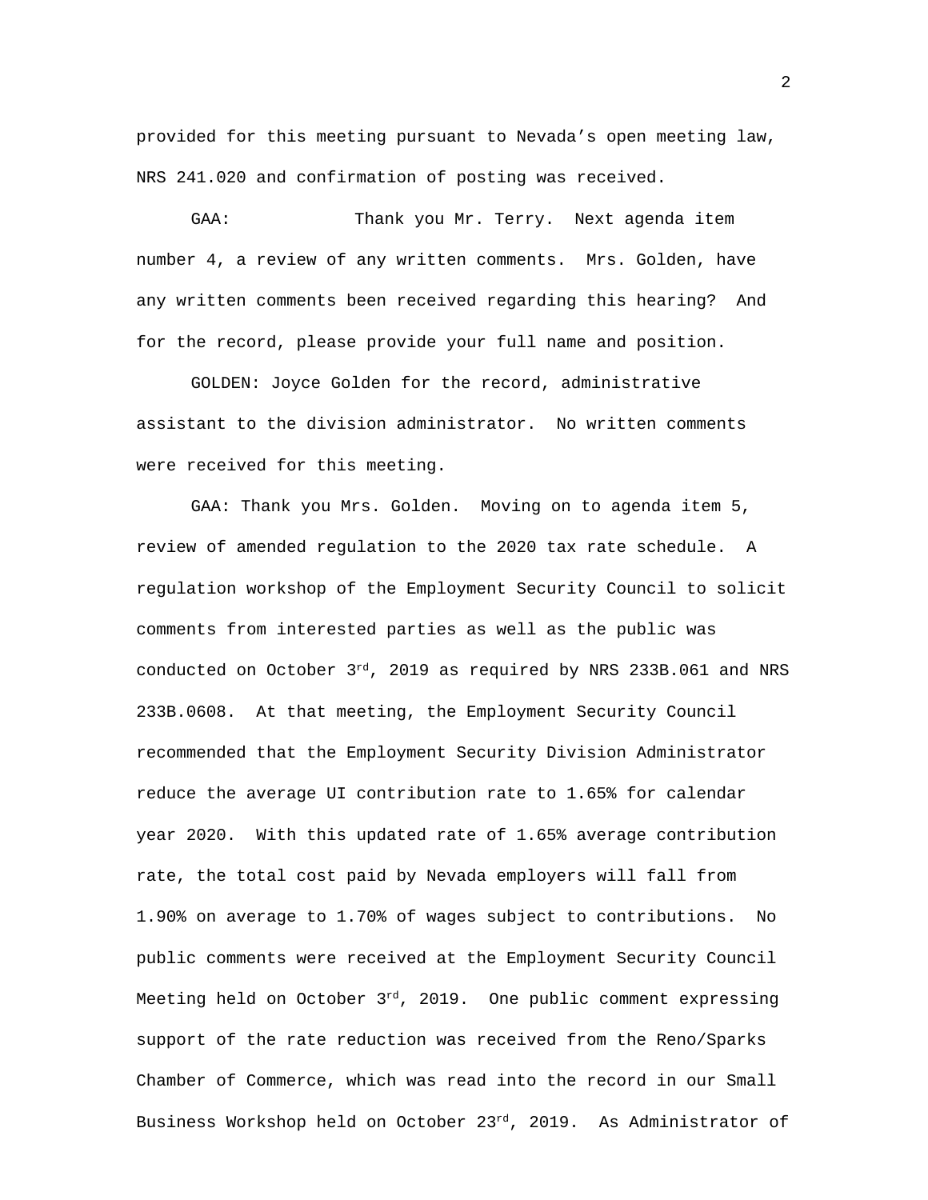provided for this meeting pursuant to Nevada's open meeting law, NRS 241.020 and confirmation of posting was received.

GAA: Thank you Mr. Terry. Next agenda item number 4, a review of any written comments. Mrs. Golden, have any written comments been received regarding this hearing? And for the record, please provide your full name and position.

GOLDEN: Joyce Golden for the record, administrative assistant to the division administrator. No written comments were received for this meeting.

GAA: Thank you Mrs. Golden. Moving on to agenda item 5, review of amended regulation to the 2020 tax rate schedule. A regulation workshop of the Employment Security Council to solicit comments from interested parties as well as the public was conducted on October 3rd, 2019 as required by NRS 233B.061 and NRS 233B.0608. At that meeting, the Employment Security Council recommended that the Employment Security Division Administrator reduce the average UI contribution rate to 1.65% for calendar year 2020. With this updated rate of 1.65% average contribution rate, the total cost paid by Nevada employers will fall from 1.90% on average to 1.70% of wages subject to contributions. No public comments were received at the Employment Security Council Meeting held on October 3rd, 2019. One public comment expressing support of the rate reduction was received from the Reno/Sparks Chamber of Commerce, which was read into the record in our Small Business Workshop held on October 23rd, 2019. As Administrator of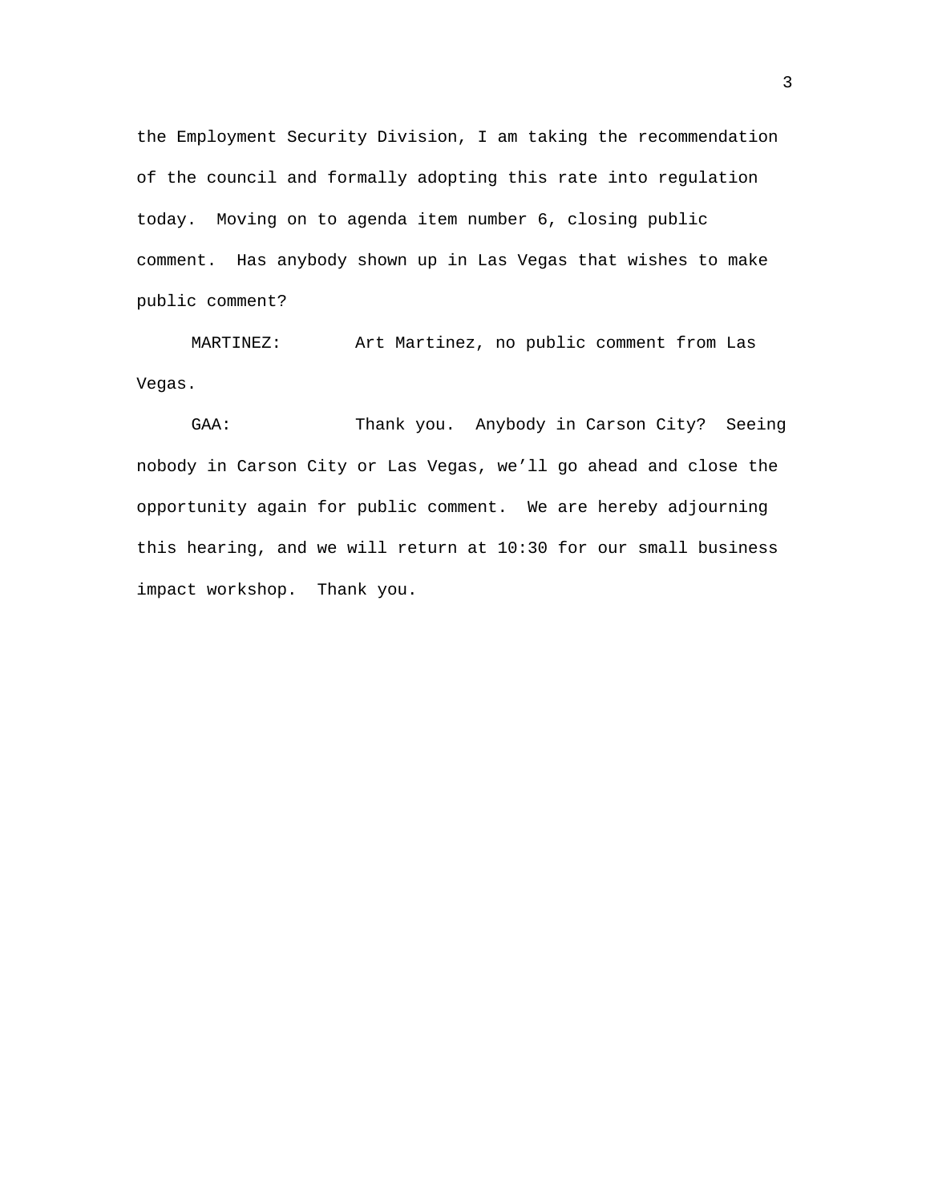the Employment Security Division, I am taking the recommendation of the council and formally adopting this rate into regulation today. Moving on to agenda item number 6, closing public comment. Has anybody shown up in Las Vegas that wishes to make public comment?

MARTINEZ: Art Martinez, no public comment from Las Vegas.

GAA: Thank you. Anybody in Carson City? Seeing nobody in Carson City or Las Vegas, we'll go ahead and close the opportunity again for public comment. We are hereby adjourning this hearing, and we will return at 10:30 for our small business impact workshop. Thank you.